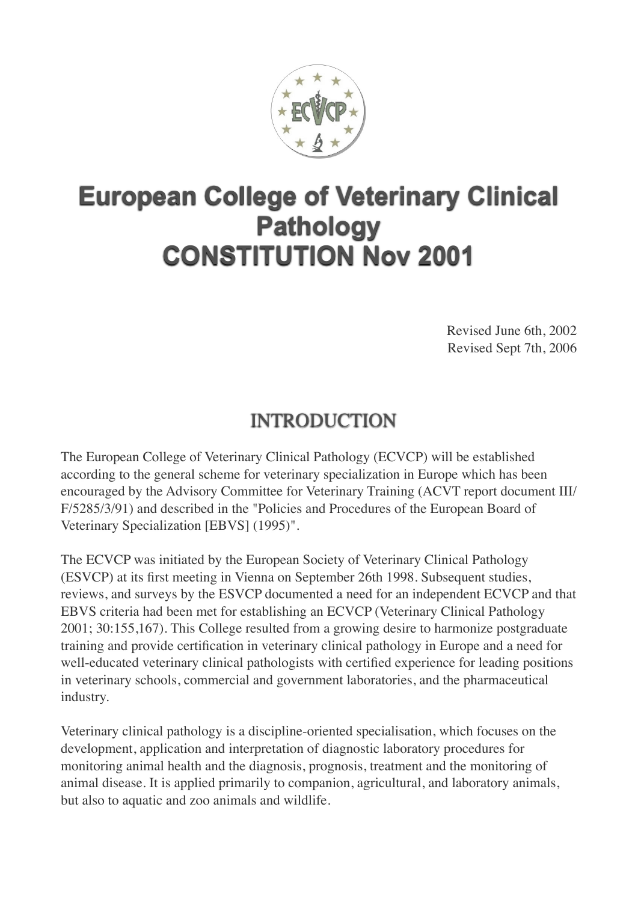# European College of Veterinary Clinical Pathology CONSTITUTION Nov 2001

Revised June 6th, 2002
Revised Sept 7th, 2006

## INTRODUCTION

The European College of Veterinary Clinical Pathology (ECVCP) will be established according to the general scheme for veterinary specialization in Europe which has been encouraged by the Advisory Committee for Veterinary Training (ACVT report document III/F/5285/3/91) and described in the "Policies and Procedures of the European Board of Veterinary Specialization [EBVS] (1995)".

The ECVCP was initiated by the European Society of Veterinary Clinical Pathology (ESVCP) at its first meeting in Vienna on September 26th 1998. Subsequent studies, reviews, and surveys by the ESVCP documented a need for an independent ECVCP and that EBVS criteria had been met for establishing an ECVCP (Veterinary Clinical Pathology 2001; 30:155,167). This College resulted from a growing desire to harmonize postgraduate training and provide certification in veterinary clinical pathology in Europe and a need for well-educated veterinary clinical pathologists with certified experience for leading positions in veterinary schools, commercial and government laboratories, and the pharmaceutical industry.

Veterinary clinical pathology is a discipline-oriented specialisation, which focuses on the development, application and interpretation of diagnostic laboratory procedures for monitoring animal health and the diagnosis, prognosis, treatment and the monitoring of animal disease. It is applied primarily to companion, agricultural, and laboratory animals, but also to aquatic and zoo animals and wildlife.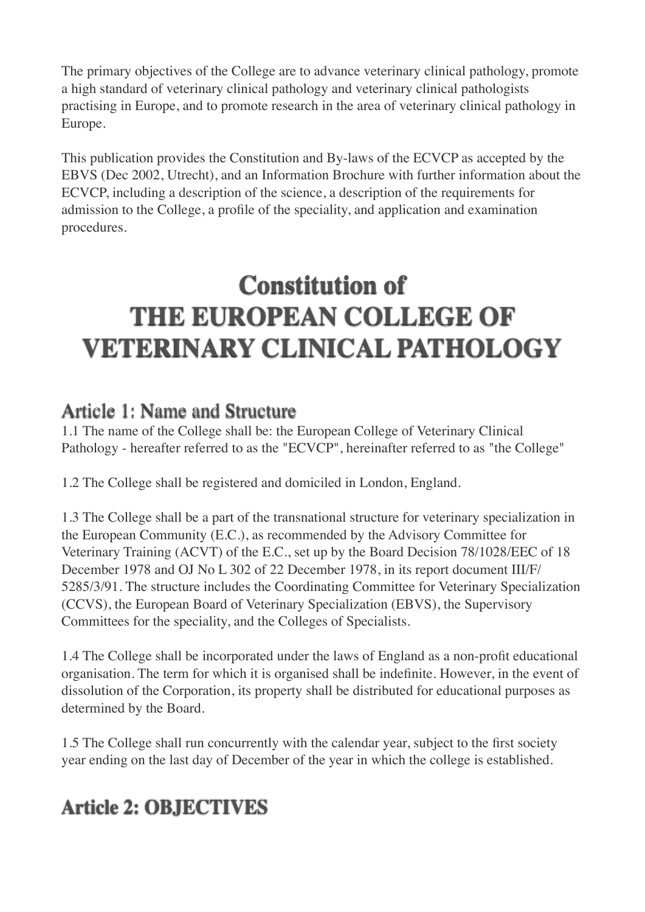The primary objectives of the College are to advance veterinary clinical pathology, promote a high standard of veterinary clinical pathology and veterinary clinical pathologists practising in Europe, and to promote research in the area of veterinary clinical pathology in Europe.

This publication provides the Constitution and By-laws of the ECVCP as accepted by the EBVS (Dec 2002, Utrecht), and an Information Brochure with further information about the ECVCP, including a description of the science, a description of the requirements for admission to the College, a profile of the speciality, and application and examination procedures.

# Constitution of THE EUROPEAN COLLEGE OF VETERINARY CLINICAL PATHOLOGY

## Article 1: Name and Structure

1.1 The name of the College shall be: the European College of Veterinary Clinical Pathology - hereafter referred to as the "ECVCP", hereinafter referred to as "the College"

1.2 The College shall be registered and domiciled in London, England.

1.3 The College shall be a part of the transnational structure for veterinary specialization in the European Community (E.C.), as recommended by the Advisory Committee for Veterinary Training (ACVT) of the E.C., set up by the Board Decision 78/1028/EEC of 18 December 1978 and OJ No L 302 of 22 December 1978, in its report document III/F/5285/3/91. The structure includes the Coordinating Committee for Veterinary Specialization (CCVS), the European Board of Veterinary Specialization (EBVS), the Supervisory Committees for the speciality, and the Colleges of Specialists.

1.4 The College shall be incorporated under the laws of England as a non-profit educational organisation. The term for which it is organised shall be indefinite. However, in the event of dissolution of the Corporation, its property shall be distributed for educational purposes as determined by the Board.

1.5 The College shall run concurrently with the calendar year, subject to the first society year ending on the last day of December of the year in which the college is established.

## Article 2: OBJECTIVES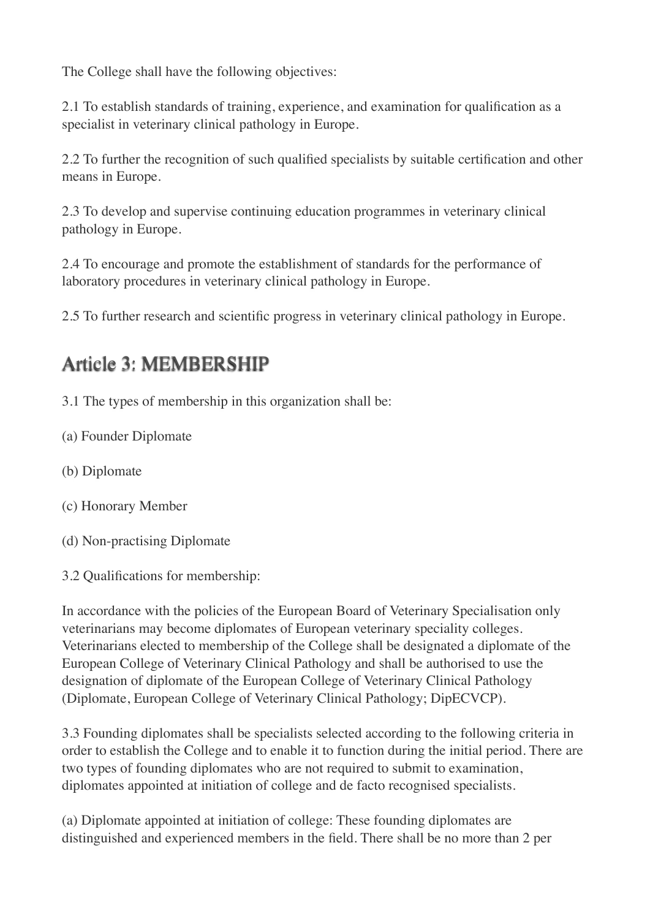The College shall have the following objectives:

2.1 To establish standards of training, experience, and examination for qualification as a specialist in veterinary clinical pathology in Europe.

2.2 To further the recognition of such qualified specialists by suitable certification and other means in Europe.

2.3 To develop and supervise continuing education programmes in veterinary clinical pathology in Europe.

2.4 To encourage and promote the establishment of standards for the performance of laboratory procedures in veterinary clinical pathology in Europe.

2.5 To further research and scientific progress in veterinary clinical pathology in Europe.

## Article 3: MEMBERSHIP

3.1 The types of membership in this organization shall be:

(a) Founder Diplomate

(b) Diplomate

(c) Honorary Member

(d) Non-practising Diplomate

3.2 Qualifications for membership:

In accordance with the policies of the European Board of Veterinary Specialisation only veterinarians may become diplomates of European veterinary speciality colleges. Veterinarians elected to membership of the College shall be designated a diplomate of the European College of Veterinary Clinical Pathology and shall be authorised to use the designation of diplomate of the European College of Veterinary Clinical Pathology (Diplomate, European College of Veterinary Clinical Pathology; DipECVCP).

3.3 Founding diplomates shall be specialists selected according to the following criteria in order to establish the College and to enable it to function during the initial period. There are two types of founding diplomates who are not required to submit to examination, diplomates appointed at initiation of college and de facto recognised specialists.

(a) Diplomate appointed at initiation of college: These founding diplomates are distinguished and experienced members in the field. There shall be no more than 2 per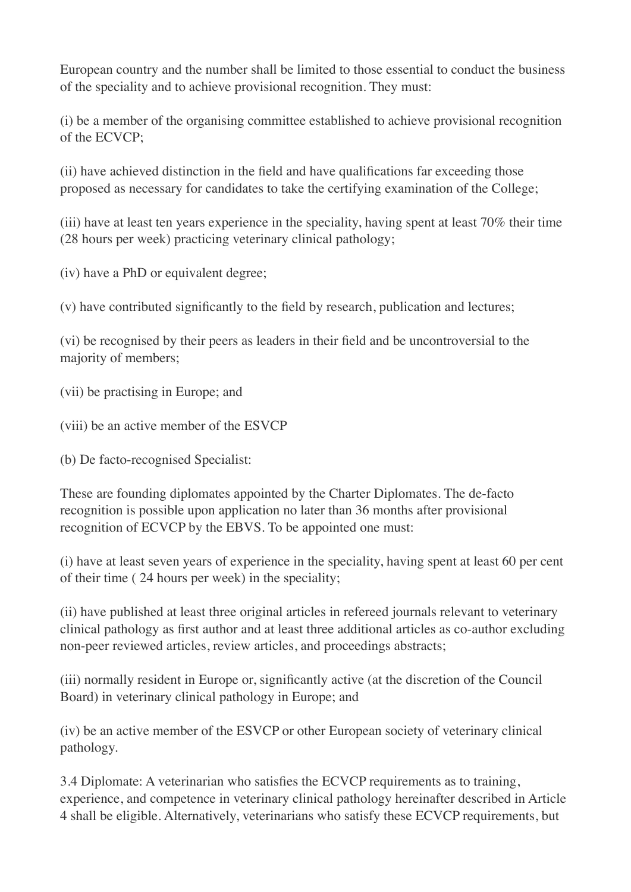European country and the number shall be limited to those essential to conduct the business of the speciality and to achieve provisional recognition. They must:

(i) be a member of the organising committee established to achieve provisional recognition of the ECVCP;

(ii) have achieved distinction in the field and have qualifications far exceeding those proposed as necessary for candidates to take the certifying examination of the College;

(iii) have at least ten years experience in the speciality, having spent at least 70% their time (28 hours per week) practicing veterinary clinical pathology;

(iv) have a PhD or equivalent degree;

(v) have contributed significantly to the field by research, publication and lectures;

(vi) be recognised by their peers as leaders in their field and be uncontroversial to the majority of members;

(vii) be practising in Europe; and

(viii) be an active member of the ESVCP

(b) De facto-recognised Specialist:

These are founding diplomates appointed by the Charter Diplomates. The de-facto recognition is possible upon application no later than 36 months after provisional recognition of ECVCP by the EBVS. To be appointed one must:

(i) have at least seven years of experience in the speciality, having spent at least 60 per cent of their time ( 24 hours per week) in the speciality;

(ii) have published at least three original articles in refereed journals relevant to veterinary clinical pathology as first author and at least three additional articles as co-author excluding non-peer reviewed articles, review articles, and proceedings abstracts;

(iii) normally resident in Europe or, significantly active (at the discretion of the Council Board) in veterinary clinical pathology in Europe; and

(iv) be an active member of the ESVCP or other European society of veterinary clinical pathology.

3.4 Diplomate: A veterinarian who satisfies the ECVCP requirements as to training, experience, and competence in veterinary clinical pathology hereinafter described in Article 4 shall be eligible. Alternatively, veterinarians who satisfy these ECVCP requirements, but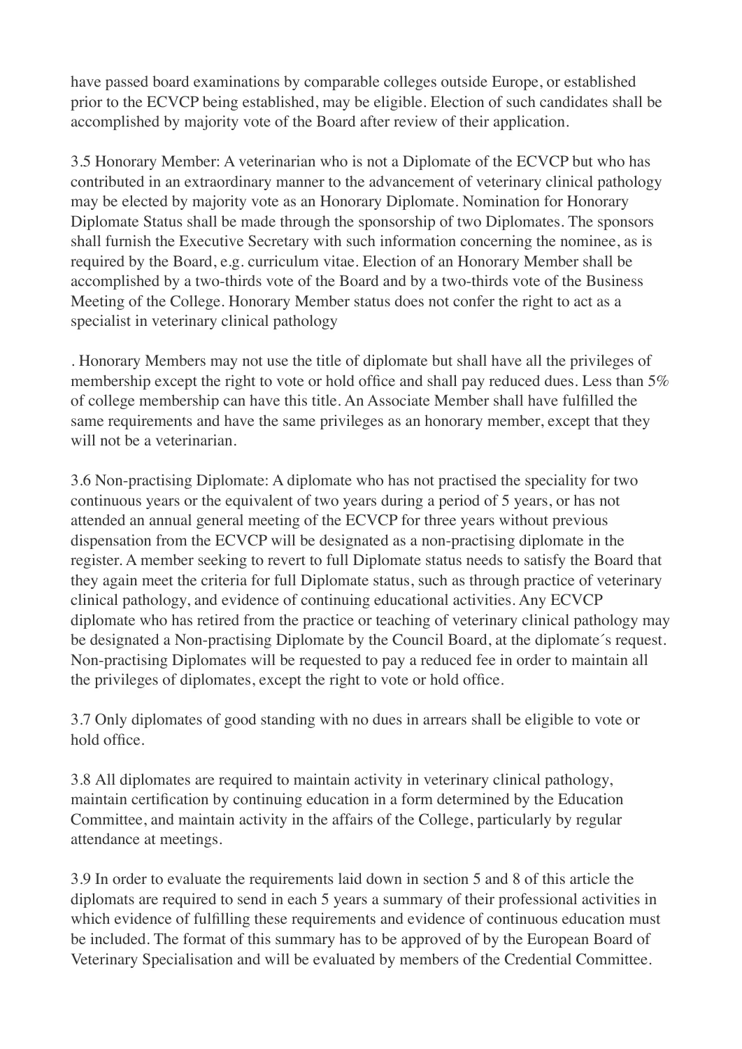have passed board examinations by comparable colleges outside Europe, or established prior to the ECVCP being established, may be eligible. Election of such candidates shall be accomplished by majority vote of the Board after review of their application.

3.5 Honorary Member: A veterinarian who is not a Diplomate of the ECVCP but who has contributed in an extraordinary manner to the advancement of veterinary clinical pathology may be elected by majority vote as an Honorary Diplomate. Nomination for Honorary Diplomate Status shall be made through the sponsorship of two Diplomates. The sponsors shall furnish the Executive Secretary with such information concerning the nominee, as is required by the Board, e.g. curriculum vitae. Election of an Honorary Member shall be accomplished by a two-thirds vote of the Board and by a two-thirds vote of the Business Meeting of the College. Honorary Member status does not confer the right to act as a specialist in veterinary clinical pathology

. Honorary Members may not use the title of diplomate but shall have all the privileges of membership except the right to vote or hold office and shall pay reduced dues. Less than 5% of college membership can have this title. An Associate Member shall have fulfilled the same requirements and have the same privileges as an honorary member, except that they will not be a veterinarian.

3.6 Non-practising Diplomate: A diplomate who has not practised the speciality for two continuous years or the equivalent of two years during a period of 5 years, or has not attended an annual general meeting of the ECVCP for three years without previous dispensation from the ECVCP will be designated as a non-practising diplomate in the register. A member seeking to revert to full Diplomate status needs to satisfy the Board that they again meet the criteria for full Diplomate status, such as through practice of veterinary clinical pathology, and evidence of continuing educational activities. Any ECVCP diplomate who has retired from the practice or teaching of veterinary clinical pathology may be designated a Non-practising Diplomate by the Council Board, at the diplomate´s request. Non-practising Diplomates will be requested to pay a reduced fee in order to maintain all the privileges of diplomates, except the right to vote or hold office.

3.7 Only diplomates of good standing with no dues in arrears shall be eligible to vote or hold office.

3.8 All diplomates are required to maintain activity in veterinary clinical pathology, maintain certification by continuing education in a form determined by the Education Committee, and maintain activity in the affairs of the College, particularly by regular attendance at meetings.

3.9 In order to evaluate the requirements laid down in section 5 and 8 of this article the diplomats are required to send in each 5 years a summary of their professional activities in which evidence of fulfilling these requirements and evidence of continuous education must be included. The format of this summary has to be approved of by the European Board of Veterinary Specialisation and will be evaluated by members of the Credential Committee.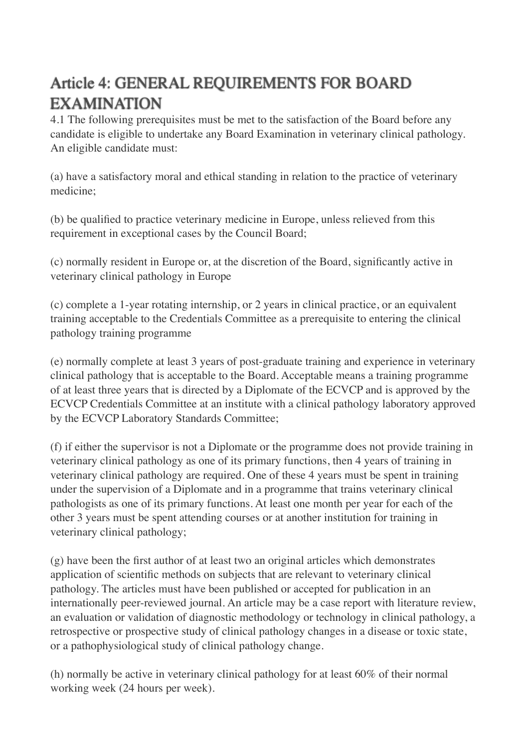## Article 4: GENERAL REQUIREMENTS FOR BOARD EXAMINATION

4.1 The following prerequisites must be met to the satisfaction of the Board before any candidate is eligible to undertake any Board Examination in veterinary clinical pathology. An eligible candidate must:

(a) have a satisfactory moral and ethical standing in relation to the practice of veterinary medicine;

(b) be qualified to practice veterinary medicine in Europe, unless relieved from this requirement in exceptional cases by the Council Board;

(c) normally resident in Europe or, at the discretion of the Board, significantly active in veterinary clinical pathology in Europe

(c) complete a 1-year rotating internship, or 2 years in clinical practice, or an equivalent training acceptable to the Credentials Committee as a prerequisite to entering the clinical pathology training programme

(e) normally complete at least 3 years of post-graduate training and experience in veterinary clinical pathology that is acceptable to the Board. Acceptable means a training programme of at least three years that is directed by a Diplomate of the ECVCP and is approved by the ECVCP Credentials Committee at an institute with a clinical pathology laboratory approved by the ECVCP Laboratory Standards Committee;

(f) if either the supervisor is not a Diplomate or the programme does not provide training in veterinary clinical pathology as one of its primary functions, then 4 years of training in veterinary clinical pathology are required. One of these 4 years must be spent in training under the supervision of a Diplomate and in a programme that trains veterinary clinical pathologists as one of its primary functions. At least one month per year for each of the other 3 years must be spent attending courses or at another institution for training in veterinary clinical pathology;

(g) have been the first author of at least two an original articles which demonstrates application of scientific methods on subjects that are relevant to veterinary clinical pathology. The articles must have been published or accepted for publication in an internationally peer-reviewed journal. An article may be a case report with literature review, an evaluation or validation of diagnostic methodology or technology in clinical pathology, a retrospective or prospective study of clinical pathology changes in a disease or toxic state, or a pathophysiological study of clinical pathology change.

(h) normally be active in veterinary clinical pathology for at least 60% of their normal working week (24 hours per week).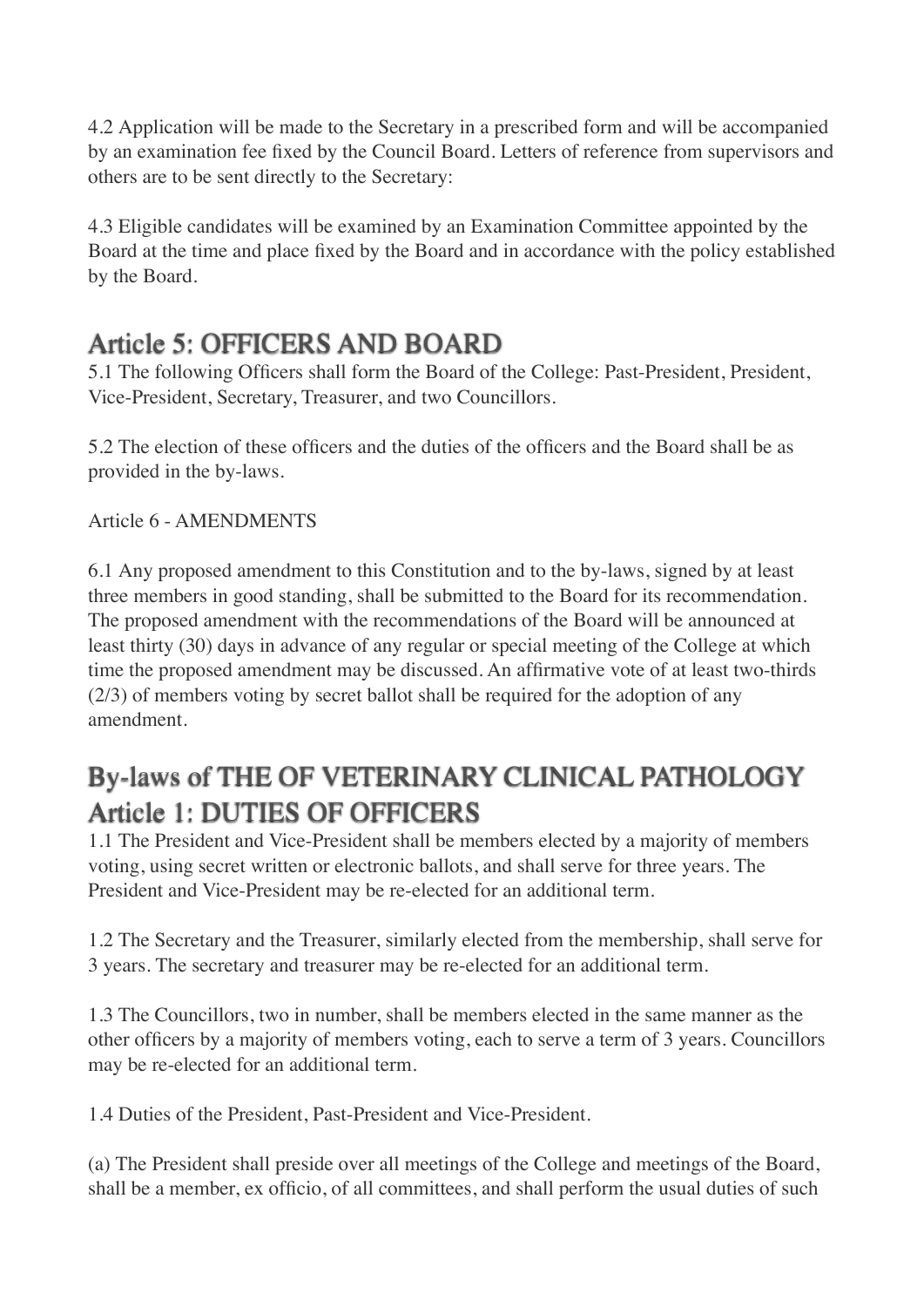4.2 Application will be made to the Secretary in a prescribed form and will be accompanied by an examination fee fixed by the Council Board. Letters of reference from supervisors and others are to be sent directly to the Secretary:

4.3 Eligible candidates will be examined by an Examination Committee appointed by the Board at the time and place fixed by the Board and in accordance with the policy established by the Board.

## Article 5: OFFICERS AND BOARD

5.1 The following Officers shall form the Board of the College: Past-President, President, Vice-President, Secretary, Treasurer, and two Councillors.

5.2 The election of these officers and the duties of the officers and the Board shall be as provided in the by-laws.

Article 6 - AMENDMENTS

6.1 Any proposed amendment to this Constitution and to the by-laws, signed by at least three members in good standing, shall be submitted to the Board for its recommendation. The proposed amendment with the recommendations of the Board will be announced at least thirty (30) days in advance of any regular or special meeting of the College at which time the proposed amendment may be discussed. An affirmative vote of at least two-thirds (2/3) of members voting by secret ballot shall be required for the adoption of any amendment.

## By-laws of THE OF VETERINARY CLINICAL PATHOLOGY
## Article 1: DUTIES OF OFFICERS

1.1 The President and Vice-President shall be members elected by a majority of members voting, using secret written or electronic ballots, and shall serve for three years. The President and Vice-President may be re-elected for an additional term.

1.2 The Secretary and the Treasurer, similarly elected from the membership, shall serve for 3 years. The secretary and treasurer may be re-elected for an additional term.

1.3 The Councillors, two in number, shall be members elected in the same manner as the other officers by a majority of members voting, each to serve a term of 3 years. Councillors may be re-elected for an additional term.

1.4 Duties of the President, Past-President and Vice-President.

(a) The President shall preside over all meetings of the College and meetings of the Board, shall be a member, ex officio, of all committees, and shall perform the usual duties of such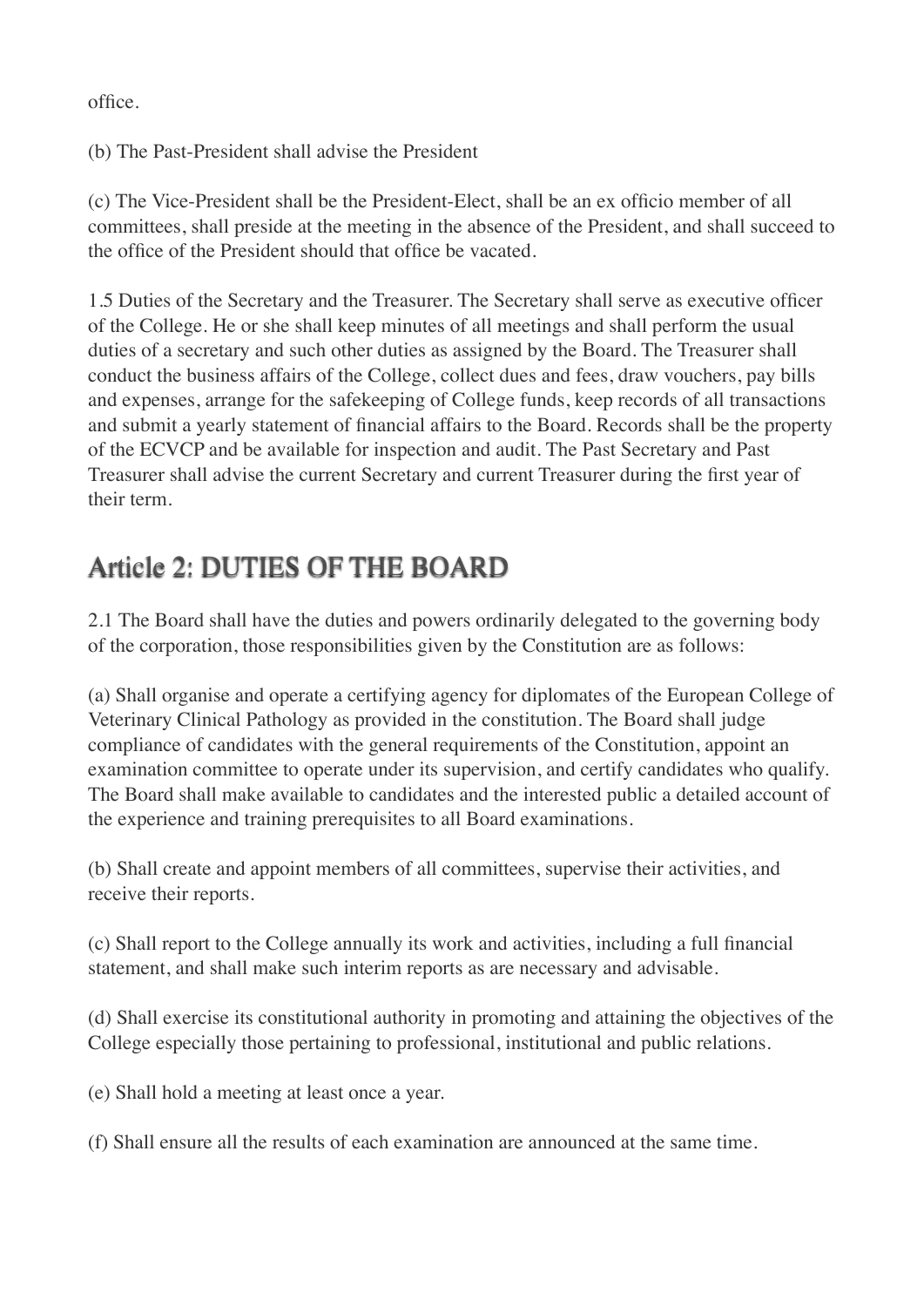office.

(b) The Past-President shall advise the President

(c) The Vice-President shall be the President-Elect, shall be an ex officio member of all committees, shall preside at the meeting in the absence of the President, and shall succeed to the office of the President should that office be vacated.

1.5 Duties of the Secretary and the Treasurer. The Secretary shall serve as executive officer of the College. He or she shall keep minutes of all meetings and shall perform the usual duties of a secretary and such other duties as assigned by the Board. The Treasurer shall conduct the business affairs of the College, collect dues and fees, draw vouchers, pay bills and expenses, arrange for the safekeeping of College funds, keep records of all transactions and submit a yearly statement of financial affairs to the Board. Records shall be the property of the ECVCP and be available for inspection and audit. The Past Secretary and Past Treasurer shall advise the current Secretary and current Treasurer during the first year of their term.

## Article 2: DUTIES OF THE BOARD

2.1 The Board shall have the duties and powers ordinarily delegated to the governing body of the corporation, those responsibilities given by the Constitution are as follows:

(a) Shall organise and operate a certifying agency for diplomates of the European College of Veterinary Clinical Pathology as provided in the constitution. The Board shall judge compliance of candidates with the general requirements of the Constitution, appoint an examination committee to operate under its supervision, and certify candidates who qualify. The Board shall make available to candidates and the interested public a detailed account of the experience and training prerequisites to all Board examinations.

(b) Shall create and appoint members of all committees, supervise their activities, and receive their reports.

(c) Shall report to the College annually its work and activities, including a full financial statement, and shall make such interim reports as are necessary and advisable.

(d) Shall exercise its constitutional authority in promoting and attaining the objectives of the College especially those pertaining to professional, institutional and public relations.

(e) Shall hold a meeting at least once a year.

(f) Shall ensure all the results of each examination are announced at the same time.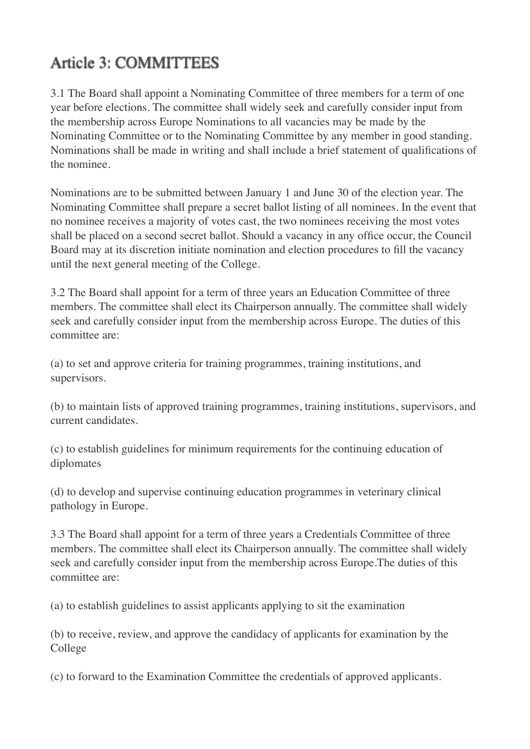## Article 3: COMMITTEES

3.1 The Board shall appoint a Nominating Committee of three members for a term of one year before elections. The committee shall widely seek and carefully consider input from the membership across Europe Nominations to all vacancies may be made by the Nominating Committee or to the Nominating Committee by any member in good standing. Nominations shall be made in writing and shall include a brief statement of qualifications of the nominee.

Nominations are to be submitted between January 1 and June 30 of the election year. The Nominating Committee shall prepare a secret ballot listing of all nominees. In the event that no nominee receives a majority of votes cast, the two nominees receiving the most votes shall be placed on a second secret ballot. Should a vacancy in any office occur, the Council Board may at its discretion initiate nomination and election procedures to fill the vacancy until the next general meeting of the College.

3.2 The Board shall appoint for a term of three years an Education Committee of three members. The committee shall elect its Chairperson annually. The committee shall widely seek and carefully consider input from the membership across Europe. The duties of this committee are:

(a) to set and approve criteria for training programmes, training institutions, and supervisors.

(b) to maintain lists of approved training programmes, training institutions, supervisors, and current candidates.

(c) to establish guidelines for minimum requirements for the continuing education of diplomates

(d) to develop and supervise continuing education programmes in veterinary clinical pathology in Europe.

3.3 The Board shall appoint for a term of three years a Credentials Committee of three members. The committee shall elect its Chairperson annually. The committee shall widely seek and carefully consider input from the membership across Europe.The duties of this committee are:

(a) to establish guidelines to assist applicants applying to sit the examination

(b) to receive, review, and approve the candidacy of applicants for examination by the College

(c) to forward to the Examination Committee the credentials of approved applicants.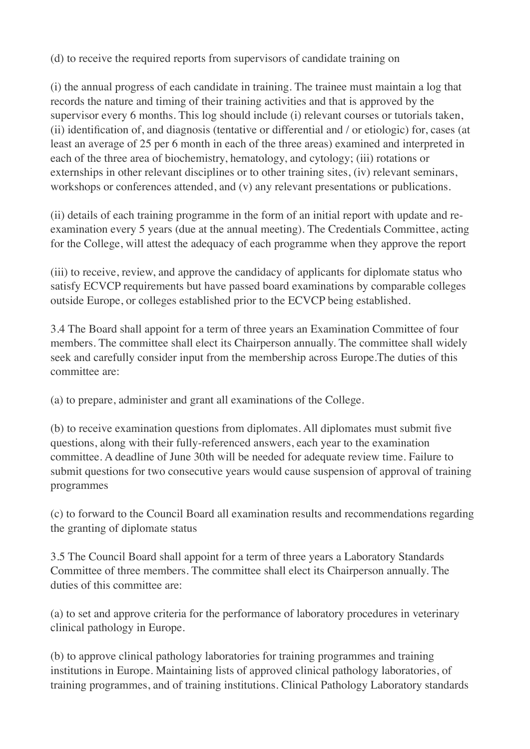(d) to receive the required reports from supervisors of candidate training on

(i) the annual progress of each candidate in training. The trainee must maintain a log that records the nature and timing of their training activities and that is approved by the supervisor every 6 months. This log should include (i) relevant courses or tutorials taken, (ii) identification of, and diagnosis (tentative or differential and / or etiologic) for, cases (at least an average of 25 per 6 month in each of the three areas) examined and interpreted in each of the three area of biochemistry, hematology, and cytology; (iii) rotations or externships in other relevant disciplines or to other training sites, (iv) relevant seminars, workshops or conferences attended, and (v) any relevant presentations or publications.

(ii) details of each training programme in the form of an initial report with update and re-examination every 5 years (due at the annual meeting). The Credentials Committee, acting for the College, will attest the adequacy of each programme when they approve the report

(iii) to receive, review, and approve the candidacy of applicants for diplomate status who satisfy ECVCP requirements but have passed board examinations by comparable colleges outside Europe, or colleges established prior to the ECVCP being established.

3.4 The Board shall appoint for a term of three years an Examination Committee of four members. The committee shall elect its Chairperson annually. The committee shall widely seek and carefully consider input from the membership across Europe.The duties of this committee are:

(a) to prepare, administer and grant all examinations of the College.

(b) to receive examination questions from diplomates. All diplomates must submit five questions, along with their fully-referenced answers, each year to the examination committee. A deadline of June 30th will be needed for adequate review time. Failure to submit questions for two consecutive years would cause suspension of approval of training programmes

(c) to forward to the Council Board all examination results and recommendations regarding the granting of diplomate status

3.5 The Council Board shall appoint for a term of three years a Laboratory Standards Committee of three members. The committee shall elect its Chairperson annually. The duties of this committee are:

(a) to set and approve criteria for the performance of laboratory procedures in veterinary clinical pathology in Europe.

(b) to approve clinical pathology laboratories for training programmes and training institutions in Europe. Maintaining lists of approved clinical pathology laboratories, of training programmes, and of training institutions. Clinical Pathology Laboratory standards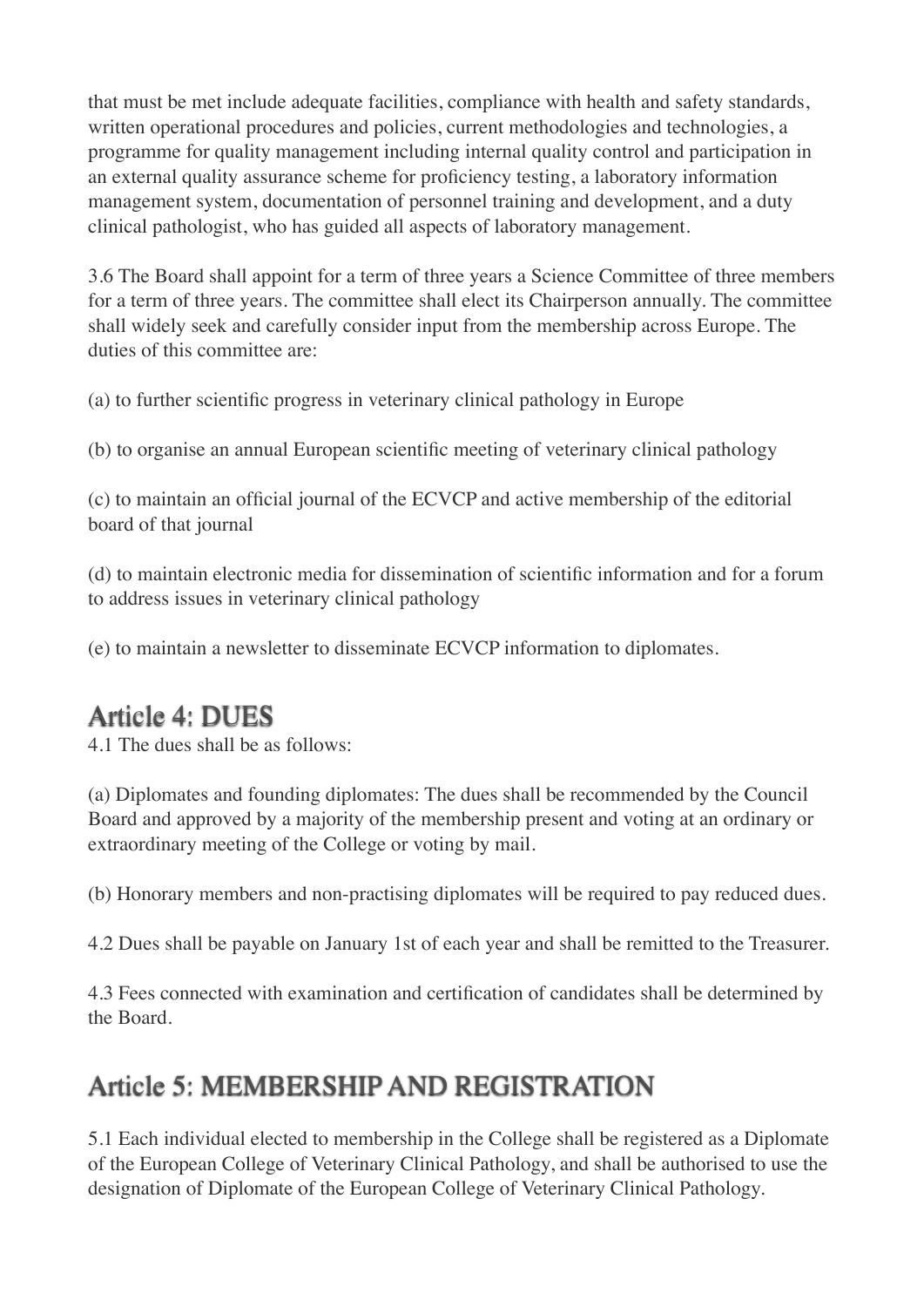that must be met include adequate facilities, compliance with health and safety standards, written operational procedures and policies, current methodologies and technologies, a programme for quality management including internal quality control and participation in an external quality assurance scheme for proficiency testing, a laboratory information management system, documentation of personnel training and development, and a duty clinical pathologist, who has guided all aspects of laboratory management.

3.6 The Board shall appoint for a term of three years a Science Committee of three members for a term of three years. The committee shall elect its Chairperson annually. The committee shall widely seek and carefully consider input from the membership across Europe. The duties of this committee are:

(a) to further scientific progress in veterinary clinical pathology in Europe

(b) to organise an annual European scientific meeting of veterinary clinical pathology

(c) to maintain an official journal of the ECVCP and active membership of the editorial board of that journal

(d) to maintain electronic media for dissemination of scientific information and for a forum to address issues in veterinary clinical pathology

(e) to maintain a newsletter to disseminate ECVCP information to diplomates.

## Article 4: DUES

4.1 The dues shall be as follows:

(a) Diplomates and founding diplomates: The dues shall be recommended by the Council Board and approved by a majority of the membership present and voting at an ordinary or extraordinary meeting of the College or voting by mail.

(b) Honorary members and non-practising diplomates will be required to pay reduced dues.

4.2 Dues shall be payable on January 1st of each year and shall be remitted to the Treasurer.

4.3 Fees connected with examination and certification of candidates shall be determined by the Board.

## Article 5: MEMBERSHIP AND REGISTRATION

5.1 Each individual elected to membership in the College shall be registered as a Diplomate of the European College of Veterinary Clinical Pathology, and shall be authorised to use the designation of Diplomate of the European College of Veterinary Clinical Pathology.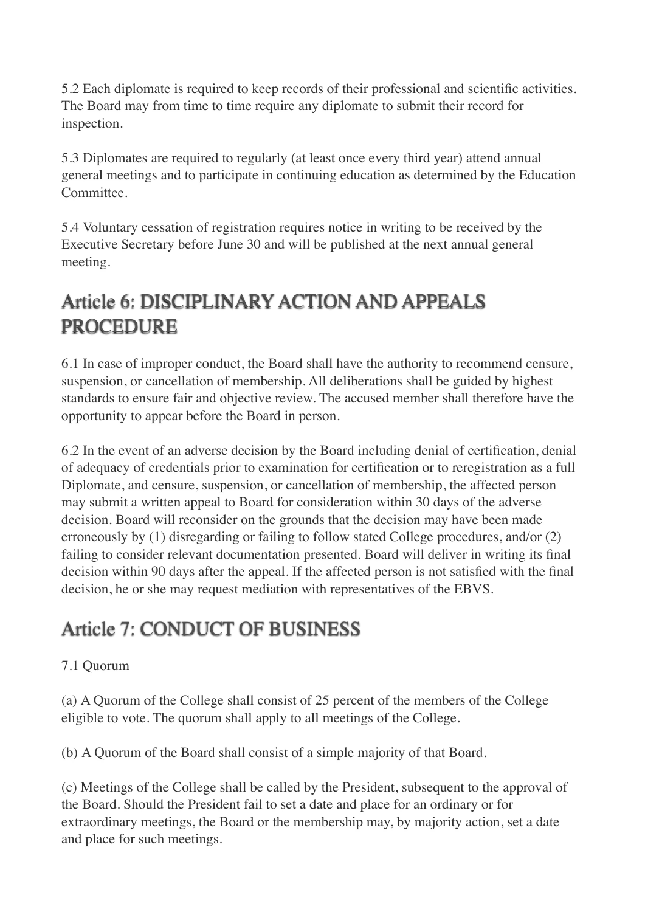5.2 Each diplomate is required to keep records of their professional and scientific activities. The Board may from time to time require any diplomate to submit their record for inspection.

5.3 Diplomates are required to regularly (at least once every third year) attend annual general meetings and to participate in continuing education as determined by the Education Committee.

5.4 Voluntary cessation of registration requires notice in writing to be received by the Executive Secretary before June 30 and will be published at the next annual general meeting.

## Article 6: DISCIPLINARY ACTION AND APPEALS PROCEDURE

6.1 In case of improper conduct, the Board shall have the authority to recommend censure, suspension, or cancellation of membership. All deliberations shall be guided by highest standards to ensure fair and objective review. The accused member shall therefore have the opportunity to appear before the Board in person.

6.2 In the event of an adverse decision by the Board including denial of certification, denial of adequacy of credentials prior to examination for certification or to reregistration as a full Diplomate, and censure, suspension, or cancellation of membership, the affected person may submit a written appeal to Board for consideration within 30 days of the adverse decision. Board will reconsider on the grounds that the decision may have been made erroneously by (1) disregarding or failing to follow stated College procedures, and/or (2) failing to consider relevant documentation presented. Board will deliver in writing its final decision within 90 days after the appeal. If the affected person is not satisfied with the final decision, he or she may request mediation with representatives of the EBVS.

## Article 7: CONDUCT OF BUSINESS

7.1 Quorum

(a) A Quorum of the College shall consist of 25 percent of the members of the College eligible to vote. The quorum shall apply to all meetings of the College.

(b) A Quorum of the Board shall consist of a simple majority of that Board.

(c) Meetings of the College shall be called by the President, subsequent to the approval of the Board. Should the President fail to set a date and place for an ordinary or for extraordinary meetings, the Board or the membership may, by majority action, set a date and place for such meetings.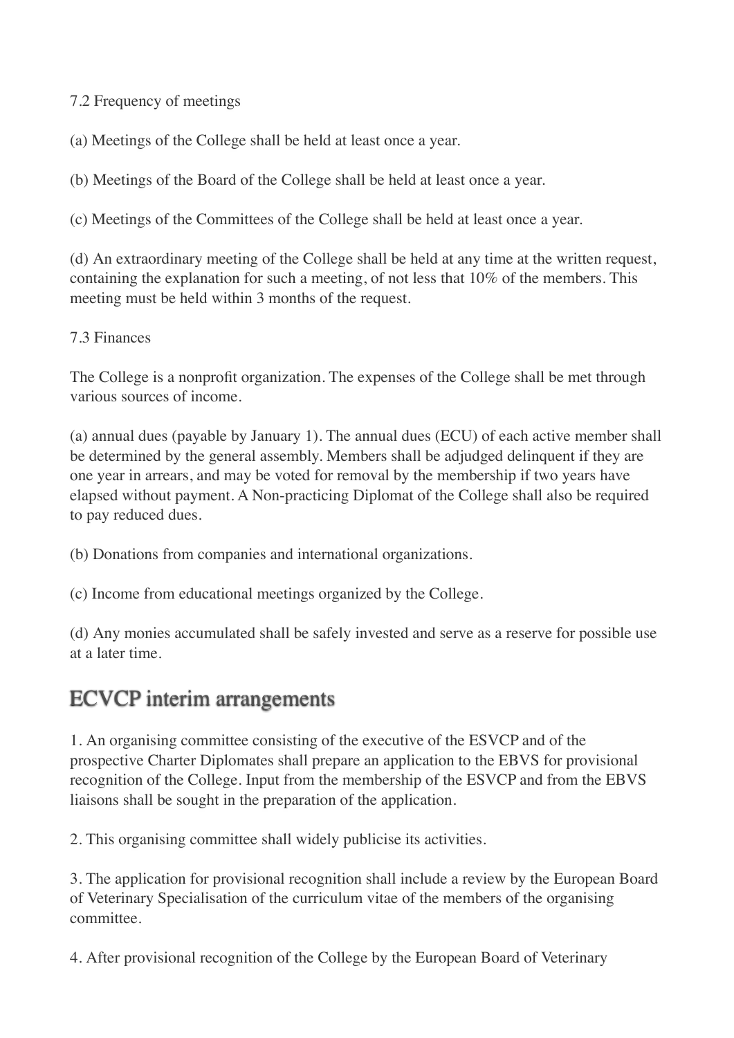7.2 Frequency of meetings

(a) Meetings of the College shall be held at least once a year.

(b) Meetings of the Board of the College shall be held at least once a year.

(c) Meetings of the Committees of the College shall be held at least once a year.

(d) An extraordinary meeting of the College shall be held at any time at the written request, containing the explanation for such a meeting, of not less that 10% of the members. This meeting must be held within 3 months of the request.

7.3 Finances

The College is a nonprofit organization. The expenses of the College shall be met through various sources of income.

(a) annual dues (payable by January 1). The annual dues (ECU) of each active member shall be determined by the general assembly. Members shall be adjudged delinquent if they are one year in arrears, and may be voted for removal by the membership if two years have elapsed without payment. A Non-practicing Diplomat of the College shall also be required to pay reduced dues.

(b) Donations from companies and international organizations.

(c) Income from educational meetings organized by the College.

(d) Any monies accumulated shall be safely invested and serve as a reserve for possible use at a later time.

## ECVCP interim arrangements

1. An organising committee consisting of the executive of the ESVCP and of the prospective Charter Diplomates shall prepare an application to the EBVS for provisional recognition of the College. Input from the membership of the ESVCP and from the EBVS liaisons shall be sought in the preparation of the application.

2. This organising committee shall widely publicise its activities.

3. The application for provisional recognition shall include a review by the European Board of Veterinary Specialisation of the curriculum vitae of the members of the organising committee.

4. After provisional recognition of the College by the European Board of Veterinary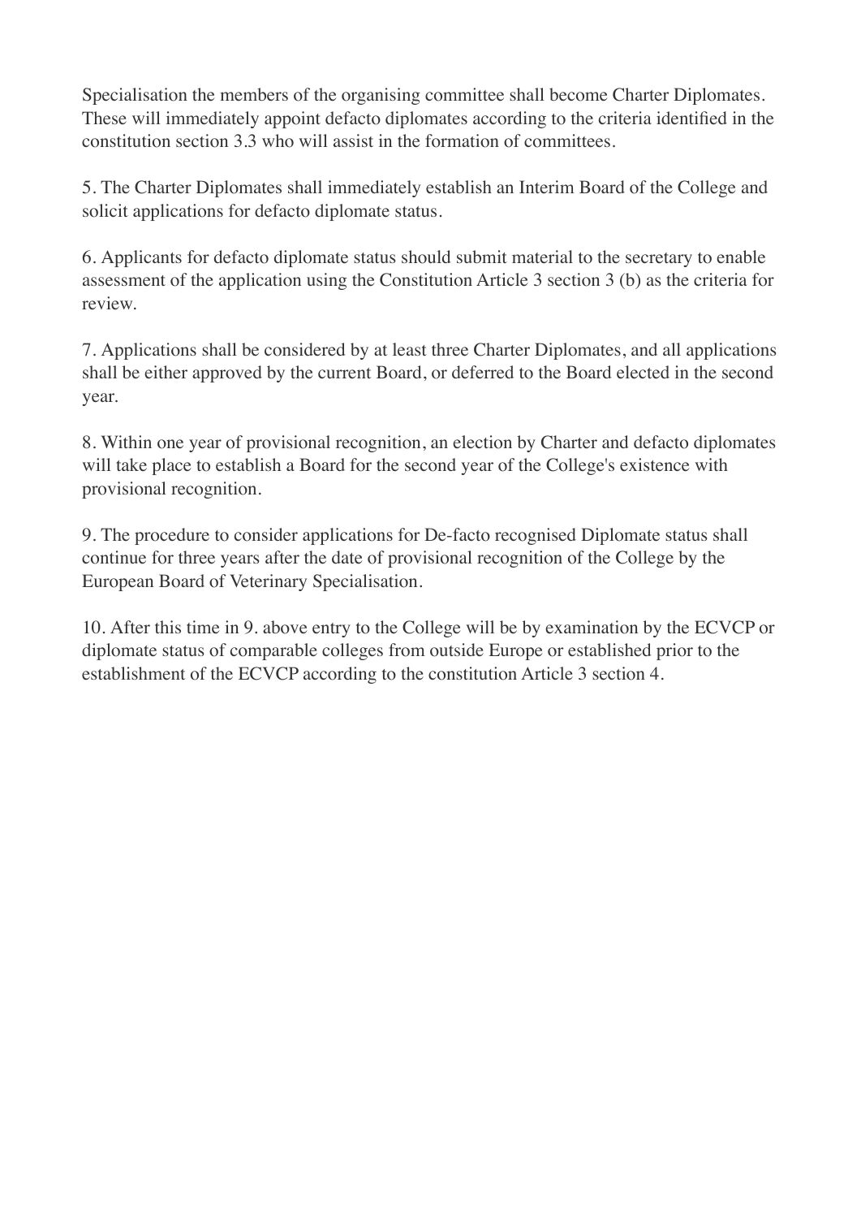Specialisation the members of the organising committee shall become Charter Diplomates. These will immediately appoint defacto diplomates according to the criteria identified in the constitution section 3.3 who will assist in the formation of committees.

5. The Charter Diplomates shall immediately establish an Interim Board of the College and solicit applications for defacto diplomate status.

6. Applicants for defacto diplomate status should submit material to the secretary to enable assessment of the application using the Constitution Article 3 section 3 (b) as the criteria for review.

7. Applications shall be considered by at least three Charter Diplomates, and all applications shall be either approved by the current Board, or deferred to the Board elected in the second year.

8. Within one year of provisional recognition, an election by Charter and defacto diplomates will take place to establish a Board for the second year of the College's existence with provisional recognition.

9. The procedure to consider applications for De-facto recognised Diplomate status shall continue for three years after the date of provisional recognition of the College by the European Board of Veterinary Specialisation.

10. After this time in 9. above entry to the College will be by examination by the ECVCP or diplomate status of comparable colleges from outside Europe or established prior to the establishment of the ECVCP according to the constitution Article 3 section 4.